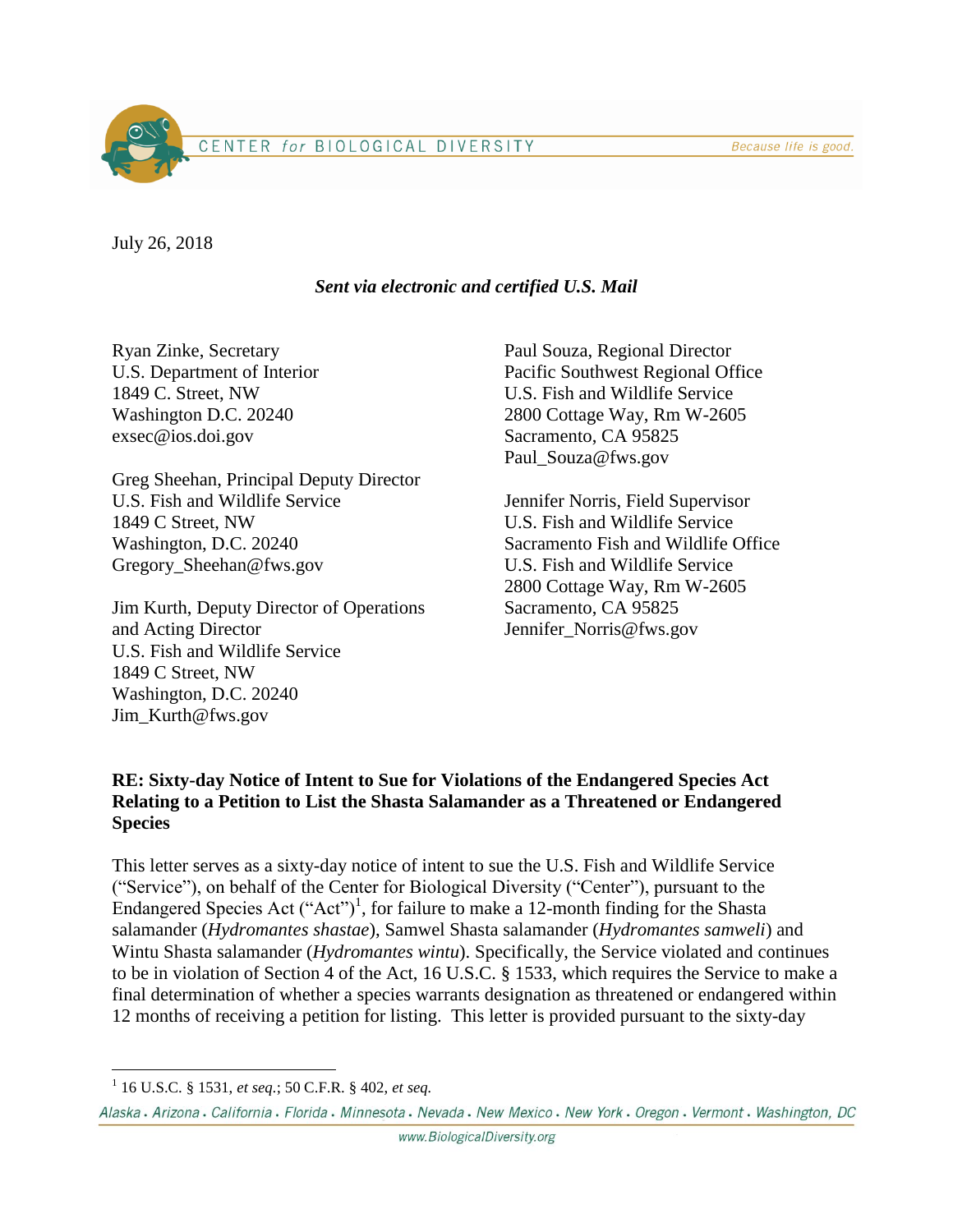CENTER *for* BIOLOGICAL DIVERSITY *Because life is good.*

July 26, 2018

***Sent via electronic and certified U.S. Mail***

Ryan Zinke, Secretary
U.S. Department of Interior
1849 C. Street, NW
Washington D.C. 20240
exsec@ios.doi.gov

Greg Sheehan, Principal Deputy Director
U.S. Fish and Wildlife Service
1849 C Street, NW
Washington, D.C. 20240
Gregory_Sheehan@fws.gov

Jim Kurth, Deputy Director of Operations and Acting Director
U.S. Fish and Wildlife Service
1849 C Street, NW
Washington, D.C. 20240
Jim_Kurth@fws.gov

Paul Souza, Regional Director
Pacific Southwest Regional Office
U.S. Fish and Wildlife Service
2800 Cottage Way, Rm W-2605
Sacramento, CA 95825
Paul_Souza@fws.gov

Jennifer Norris, Field Supervisor
U.S. Fish and Wildlife Service
Sacramento Fish and Wildlife Office
U.S. Fish and Wildlife Service
2800 Cottage Way, Rm W-2605
Sacramento, CA 95825
Jennifer_Norris@fws.gov

**RE: Sixty-day Notice of Intent to Sue for Violations of the Endangered Species Act Relating to a Petition to List the Shasta Salamander as a Threatened or Endangered Species**

This letter serves as a sixty-day notice of intent to sue the U.S. Fish and Wildlife Service ("Service"), on behalf of the Center for Biological Diversity ("Center"), pursuant to the Endangered Species Act ("Act")[1], for failure to make a 12-month finding for the Shasta salamander (*Hydromantes shastae*), Samwel Shasta salamander (*Hydromantes samweli*) and Wintu Shasta salamander (*Hydromantes wintu*). Specifically, the Service violated and continues to be in violation of Section 4 of the Act, 16 U.S.C. § 1533, which requires the Service to make a final determination of whether a species warrants designation as threatened or endangered within 12 months of receiving a petition for listing. This letter is provided pursuant to the sixty-day

[1] 16 U.S.C. § 1531, *et seq.*; 50 C.F.R. § 402, *et seq.*

*Alaska . Arizona . California . Florida . Minnesota . Nevada . New Mexico . New York . Oregon . Vermont . Washington, DC*

*www.BiologicalDiversity.org*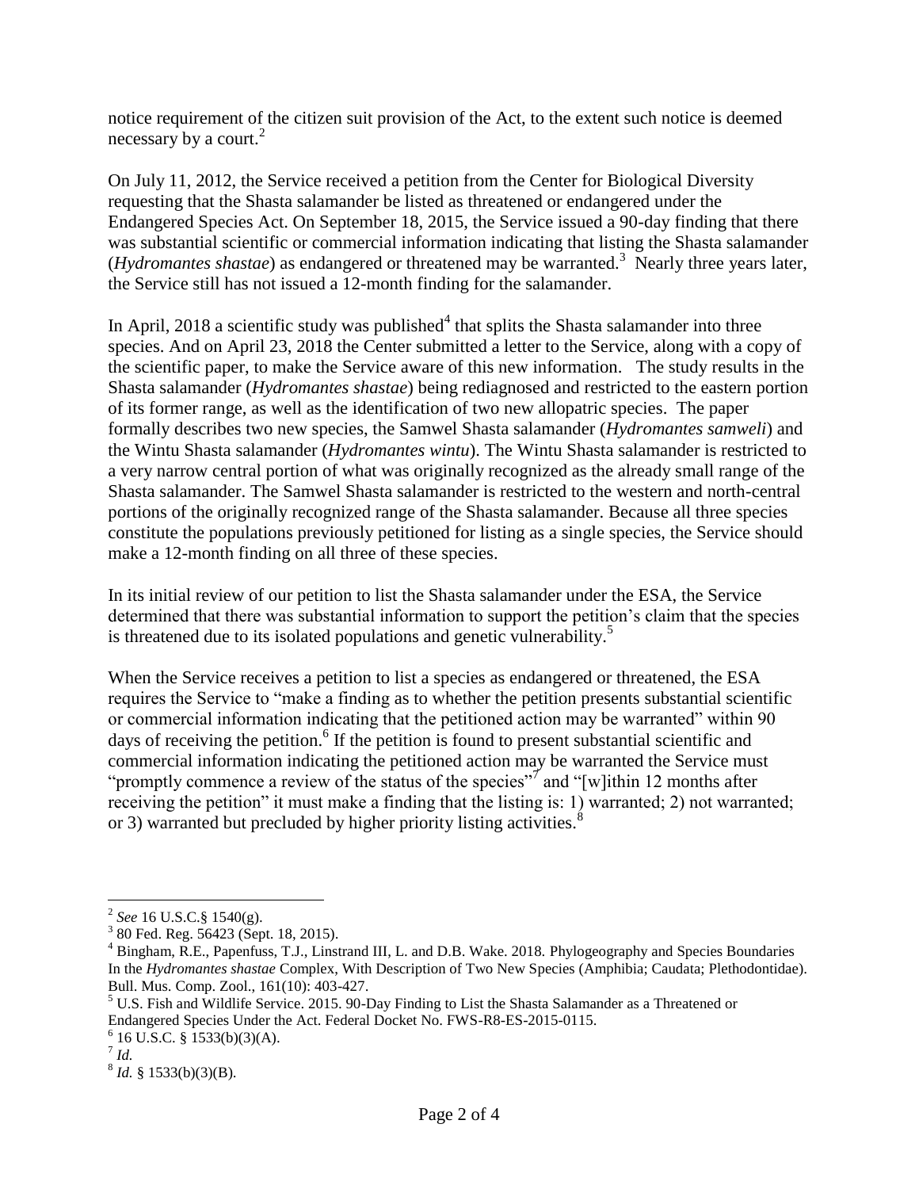notice requirement of the citizen suit provision of the Act, to the extent such notice is deemed necessary by a court.[2]

On July 11, 2012, the Service received a petition from the Center for Biological Diversity requesting that the Shasta salamander be listed as threatened or endangered under the Endangered Species Act. On September 18, 2015, the Service issued a 90-day finding that there was substantial scientific or commercial information indicating that listing the Shasta salamander (*Hydromantes shastae*) as endangered or threatened may be warranted.[3] Nearly three years later, the Service still has not issued a 12-month finding for the salamander.

In April, 2018 a scientific study was published[4] that splits the Shasta salamander into three species. And on April 23, 2018 the Center submitted a letter to the Service, along with a copy of the scientific paper, to make the Service aware of this new information. The study results in the Shasta salamander (*Hydromantes shastae*) being rediagnosed and restricted to the eastern portion of its former range, as well as the identification of two new allopatric species. The paper formally describes two new species, the Samwel Shasta salamander (*Hydromantes samweli*) and the Wintu Shasta salamander (*Hydromantes wintu*). The Wintu Shasta salamander is restricted to a very narrow central portion of what was originally recognized as the already small range of the Shasta salamander. The Samwel Shasta salamander is restricted to the western and north-central portions of the originally recognized range of the Shasta salamander. Because all three species constitute the populations previously petitioned for listing as a single species, the Service should make a 12-month finding on all three of these species.

In its initial review of our petition to list the Shasta salamander under the ESA, the Service determined that there was substantial information to support the petition's claim that the species is threatened due to its isolated populations and genetic vulnerability.[5]

When the Service receives a petition to list a species as endangered or threatened, the ESA requires the Service to "make a finding as to whether the petition presents substantial scientific or commercial information indicating that the petitioned action may be warranted" within 90 days of receiving the petition.[6] If the petition is found to present substantial scientific and commercial information indicating the petitioned action may be warranted the Service must "promptly commence a review of the status of the species"[7] and "[w]ithin 12 months after receiving the petition" it must make a finding that the listing is: 1) warranted; 2) not warranted; or 3) warranted but precluded by higher priority listing activities.[8]

---

[2] *See* 16 U.S.C.§ 1540(g).

[3] 80 Fed. Reg. 56423 (Sept. 18, 2015).

[4] Bingham, R.E., Papenfuss, T.J., Linstrand III, L. and D.B. Wake. 2018. Phylogeography and Species Boundaries In the *Hydromantes shastae* Complex, With Description of Two New Species (Amphibia; Caudata; Plethodontidae). Bull. Mus. Comp. Zool., 161(10): 403-427.

[5] U.S. Fish and Wildlife Service. 2015. 90-Day Finding to List the Shasta Salamander as a Threatened or Endangered Species Under the Act. Federal Docket No. FWS-R8-ES-2015-0115.

[6] 16 U.S.C. § 1533(b)(3)(A).

[7] *Id.*

[8] *Id.* § 1533(b)(3)(B).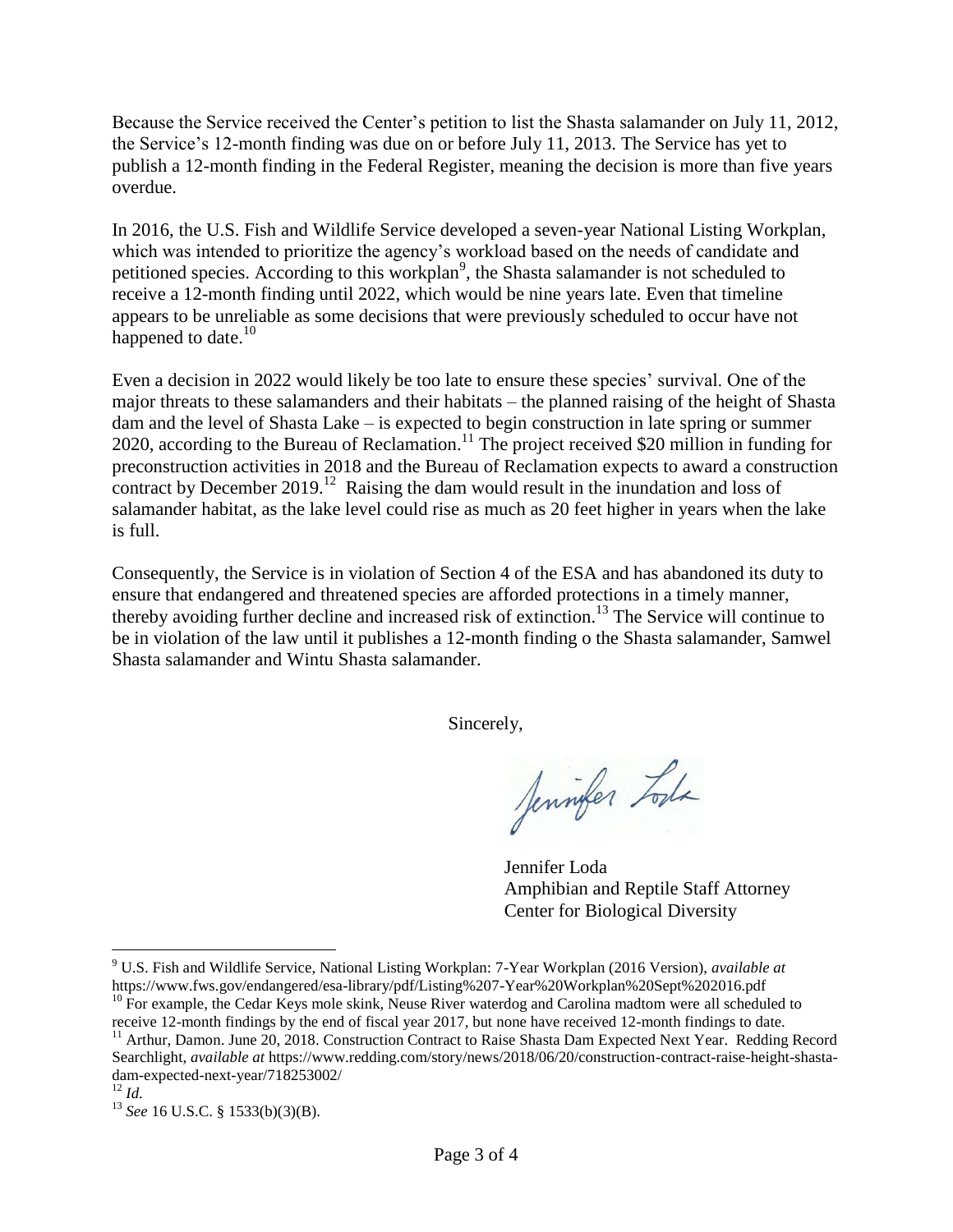Because the Service received the Center's petition to list the Shasta salamander on July 11, 2012, the Service's 12-month finding was due on or before July 11, 2013. The Service has yet to publish a 12-month finding in the Federal Register, meaning the decision is more than five years overdue.

In 2016, the U.S. Fish and Wildlife Service developed a seven-year National Listing Workplan, which was intended to prioritize the agency's workload based on the needs of candidate and petitioned species. According to this workplan[9], the Shasta salamander is not scheduled to receive a 12-month finding until 2022, which would be nine years late. Even that timeline appears to be unreliable as some decisions that were previously scheduled to occur have not happened to date.[10]

Even a decision in 2022 would likely be too late to ensure these species' survival. One of the major threats to these salamanders and their habitats – the planned raising of the height of Shasta dam and the level of Shasta Lake – is expected to begin construction in late spring or summer 2020, according to the Bureau of Reclamation.[11] The project received $20 million in funding for preconstruction activities in 2018 and the Bureau of Reclamation expects to award a construction contract by December 2019.[12] Raising the dam would result in the inundation and loss of salamander habitat, as the lake level could rise as much as 20 feet higher in years when the lake is full.

Consequently, the Service is in violation of Section 4 of the ESA and has abandoned its duty to ensure that endangered and threatened species are afforded protections in a timely manner, thereby avoiding further decline and increased risk of extinction.[13] The Service will continue to be in violation of the law until it publishes a 12-month finding o the Shasta salamander, Samwel Shasta salamander and Wintu Shasta salamander.

Sincerely,

Jennifer Loda
Amphibian and Reptile Staff Attorney
Center for Biological Diversity

---

[9] U.S. Fish and Wildlife Service, National Listing Workplan: 7-Year Workplan (2016 Version), *available at* https://www.fws.gov/endangered/esa-library/pdf/Listing%207-Year%20Workplan%20Sept%202016.pdf

[10] For example, the Cedar Keys mole skink, Neuse River waterdog and Carolina madtom were all scheduled to receive 12-month findings by the end of fiscal year 2017, but none have received 12-month findings to date.

[11] Arthur, Damon. June 20, 2018. Construction Contract to Raise Shasta Dam Expected Next Year. Redding Record Searchlight, *available at* https://www.redding.com/story/news/2018/06/20/construction-contract-raise-height-shasta-dam-expected-next-year/718253002/

[12] *Id.*

[13] *See* 16 U.S.C. § 1533(b)(3)(B).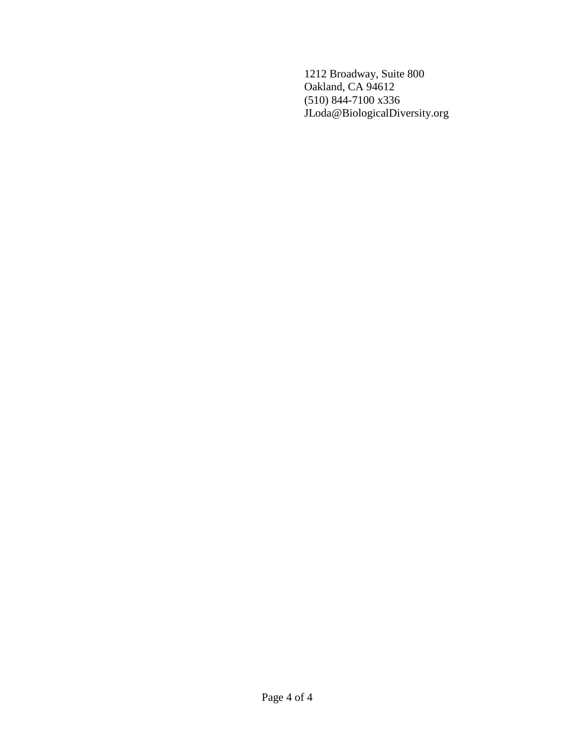1212 Broadway, Suite 800
Oakland, CA 94612
(510) 844-7100 x336
JLoda@BiologicalDiversity.org